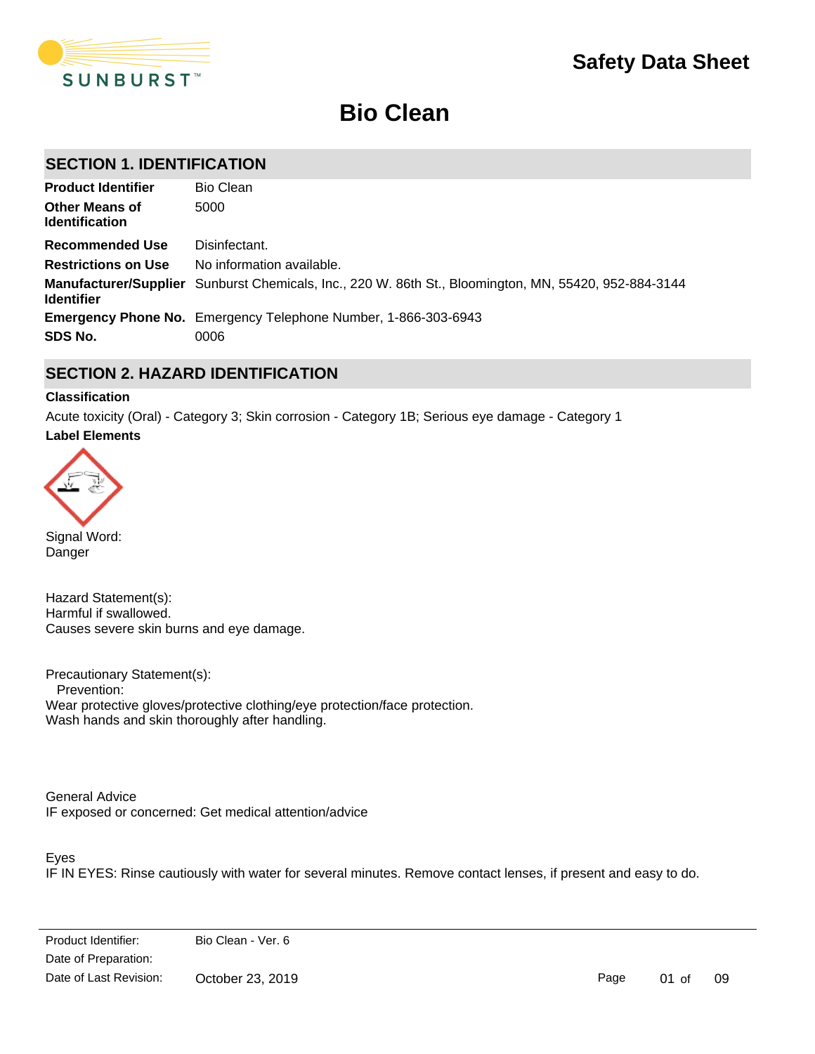# Safety Data Sheet

# Bio Clean

## SECTION 1. IDENTIFICATION

| | |
|---|---|
| **Product Identifier** | Bio Clean |
| **Other Means of Identification** | 5000 |
| **Recommended Use** | Disinfectant. |
| **Restrictions on Use** | No information available. |
| **Manufacturer/Supplier Identifier** | Sunburst Chemicals, Inc., 220 W. 86th St., Bloomington, MN, 55420, 952-884-3144 |
| **Emergency Phone No.** | Emergency Telephone Number, 1-866-303-6943 |
| **SDS No.** | 0006 |

## SECTION 2. HAZARD IDENTIFICATION

**Classification**

Acute toxicity (Oral) - Category 3; Skin corrosion - Category 1B; Serious eye damage - Category 1

**Label Elements**

Signal Word:
Danger

Hazard Statement(s):
Harmful if swallowed.
Causes severe skin burns and eye damage.

Precautionary Statement(s):
Prevention:
Wear protective gloves/protective clothing/eye protection/face protection.
Wash hands and skin thoroughly after handling.

General Advice
IF exposed or concerned: Get medical attention/advice

Eyes
IF IN EYES: Rinse cautiously with water for several minutes. Remove contact lenses, if present and easy to do.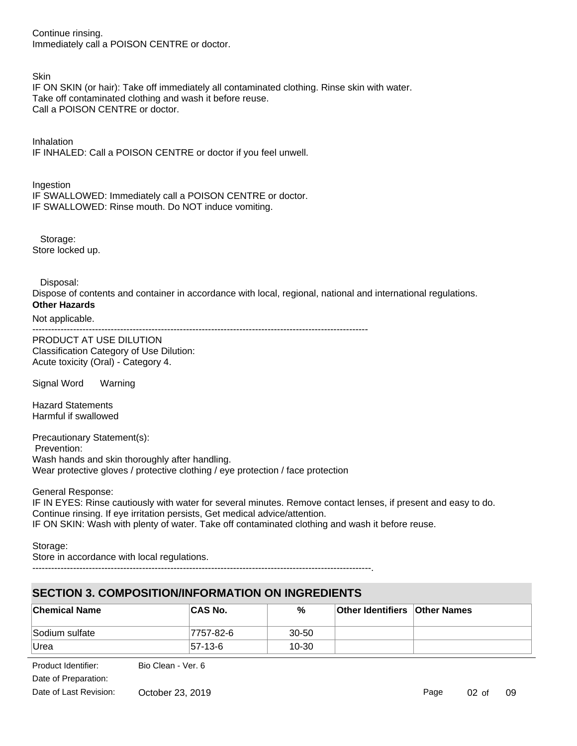Continue rinsing.
Immediately call a POISON CENTRE or doctor.

Skin
IF ON SKIN (or hair): Take off immediately all contaminated clothing. Rinse skin with water.
Take off contaminated clothing and wash it before reuse.
Call a POISON CENTRE or doctor.

Inhalation
IF INHALED: Call a POISON CENTRE or doctor if you feel unwell.

Ingestion
IF SWALLOWED: Immediately call a POISON CENTRE or doctor.
IF SWALLOWED: Rinse mouth. Do NOT induce vomiting.

Storage:
Store locked up.

Disposal:
Dispose of contents and container in accordance with local, regional, national and international regulations.

**Other Hazards**

Not applicable.

-----------------------------------------------------------------------------------------------------------

PRODUCT AT USE DILUTION
Classification Category of Use Dilution:
Acute toxicity (Oral) - Category 4.

Signal Word Warning

Hazard Statements
Harmful if swallowed

Precautionary Statement(s):
Prevention:
Wash hands and skin thoroughly after handling.
Wear protective gloves / protective clothing / eye protection / face protection

General Response:
IF IN EYES: Rinse cautiously with water for several minutes. Remove contact lenses, if present and easy to do.
Continue rinsing. If eye irritation persists, Get medical advice/attention.
IF ON SKIN: Wash with plenty of water. Take off contaminated clothing and wash it before reuse.

Storage:
Store in accordance with local regulations.

-----------------------------------------------------------------------------------------------------------.

## SECTION 3. COMPOSITION/INFORMATION ON INGREDIENTS

| Chemical Name | CAS No. | % | Other Identifiers | Other Names |
|---|---|---|---|---|
| Sodium sulfate | 7757-82-6 | 30-50 | | |
| Urea | 57-13-6 | 10-30 | | |

Product Identifier: Bio Clean - Ver. 6
Date of Preparation:
Date of Last Revision: October 23, 2019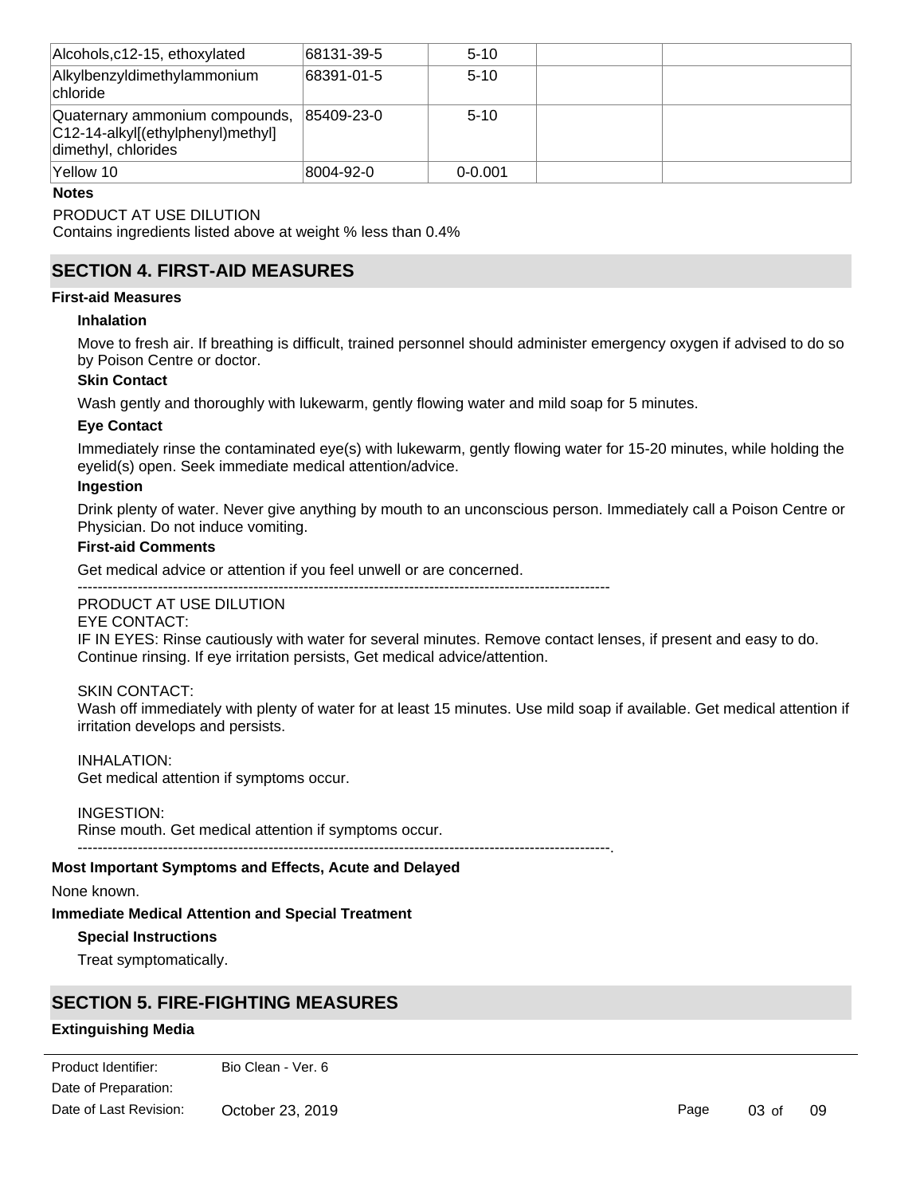| | | | | |
|---|---|---|---|---|
| Alcohols,c12-15, ethoxylated | 68131-39-5 | 5-10 | | |
| Alkylbenzyldimethylammonium chloride | 68391-01-5 | 5-10 | | |
| Quaternary ammonium compounds, C12-14-alkyl[(ethylphenyl)methyl] dimethyl, chlorides | 85409-23-0 | 5-10 | | |
| Yellow 10 | 8004-92-0 | 0-0.001 | | |

**Notes**

PRODUCT AT USE DILUTION
Contains ingredients listed above at weight % less than 0.4%

## SECTION 4. FIRST-AID MEASURES

**First-aid Measures**

**Inhalation**

Move to fresh air. If breathing is difficult, trained personnel should administer emergency oxygen if advised to do so by Poison Centre or doctor.

**Skin Contact**

Wash gently and thoroughly with lukewarm, gently flowing water and mild soap for 5 minutes.

**Eye Contact**

Immediately rinse the contaminated eye(s) with lukewarm, gently flowing water for 15-20 minutes, while holding the eyelid(s) open. Seek immediate medical attention/advice.

**Ingestion**

Drink plenty of water. Never give anything by mouth to an unconscious person. Immediately call a Poison Centre or Physician. Do not induce vomiting.

**First-aid Comments**

Get medical advice or attention if you feel unwell or are concerned.

----------------------------------------------------------------------------------------------------------
PRODUCT AT USE DILUTION
EYE CONTACT:
IF IN EYES: Rinse cautiously with water for several minutes. Remove contact lenses, if present and easy to do. Continue rinsing. If eye irritation persists, Get medical advice/attention.

SKIN CONTACT:
Wash off immediately with plenty of water for at least 15 minutes. Use mild soap if available. Get medical attention if irritation develops and persists.

INHALATION:
Get medical attention if symptoms occur.

INGESTION:
Rinse mouth. Get medical attention if symptoms occur.
----------------------------------------------------------------------------------------------------------.

**Most Important Symptoms and Effects, Acute and Delayed**

None known.

**Immediate Medical Attention and Special Treatment**

**Special Instructions**

Treat symptomatically.

## SECTION 5. FIRE-FIGHTING MEASURES

**Extinguishing Media**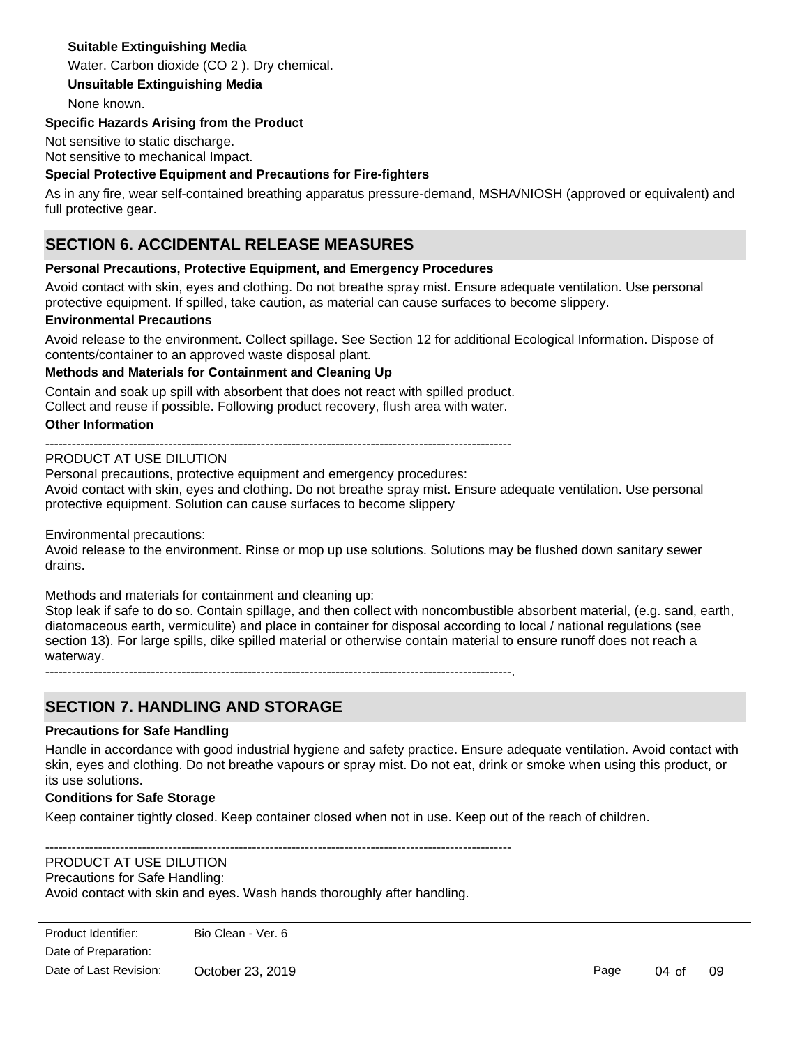**Suitable Extinguishing Media**

Water. Carbon dioxide ($CO_2$). Dry chemical.

**Unsuitable Extinguishing Media**

None known.

**Specific Hazards Arising from the Product**

Not sensitive to static discharge.
Not sensitive to mechanical Impact.

**Special Protective Equipment and Precautions for Fire-fighters**

As in any fire, wear self-contained breathing apparatus pressure-demand, MSHA/NIOSH (approved or equivalent) and full protective gear.

## SECTION 6. ACCIDENTAL RELEASE MEASURES

**Personal Precautions, Protective Equipment, and Emergency Procedures**

Avoid contact with skin, eyes and clothing. Do not breathe spray mist. Ensure adequate ventilation. Use personal protective equipment. If spilled, take caution, as material can cause surfaces to become slippery.

**Environmental Precautions**

Avoid release to the environment. Collect spillage. See Section 12 for additional Ecological Information. Dispose of contents/container to an approved waste disposal plant.

**Methods and Materials for Containment and Cleaning Up**

Contain and soak up spill with absorbent that does not react with spilled product.
Collect and reuse if possible. Following product recovery, flush area with water.

**Other Information**

----------------------------------------------------------------------------------------------------------

PRODUCT AT USE DILUTION
Personal precautions, protective equipment and emergency procedures:
Avoid contact with skin, eyes and clothing. Do not breathe spray mist. Ensure adequate ventilation. Use personal protective equipment. Solution can cause surfaces to become slippery

Environmental precautions:
Avoid release to the environment. Rinse or mop up use solutions. Solutions may be flushed down sanitary sewer drains.

Methods and materials for containment and cleaning up:
Stop leak if safe to do so. Contain spillage, and then collect with noncombustible absorbent material, (e.g. sand, earth, diatomaceous earth, vermiculite) and place in container for disposal according to local / national regulations (see section 13). For large spills, dike spilled material or otherwise contain material to ensure runoff does not reach a waterway.

----------------------------------------------------------------------------------------------------------.

## SECTION 7. HANDLING AND STORAGE

**Precautions for Safe Handling**

Handle in accordance with good industrial hygiene and safety practice. Ensure adequate ventilation. Avoid contact with skin, eyes and clothing. Do not breathe vapours or spray mist. Do not eat, drink or smoke when using this product, or its use solutions.

**Conditions for Safe Storage**

Keep container tightly closed. Keep container closed when not in use. Keep out of the reach of children.

----------------------------------------------------------------------------------------------------------

PRODUCT AT USE DILUTION
Precautions for Safe Handling:
Avoid contact with skin and eyes. Wash hands thoroughly after handling.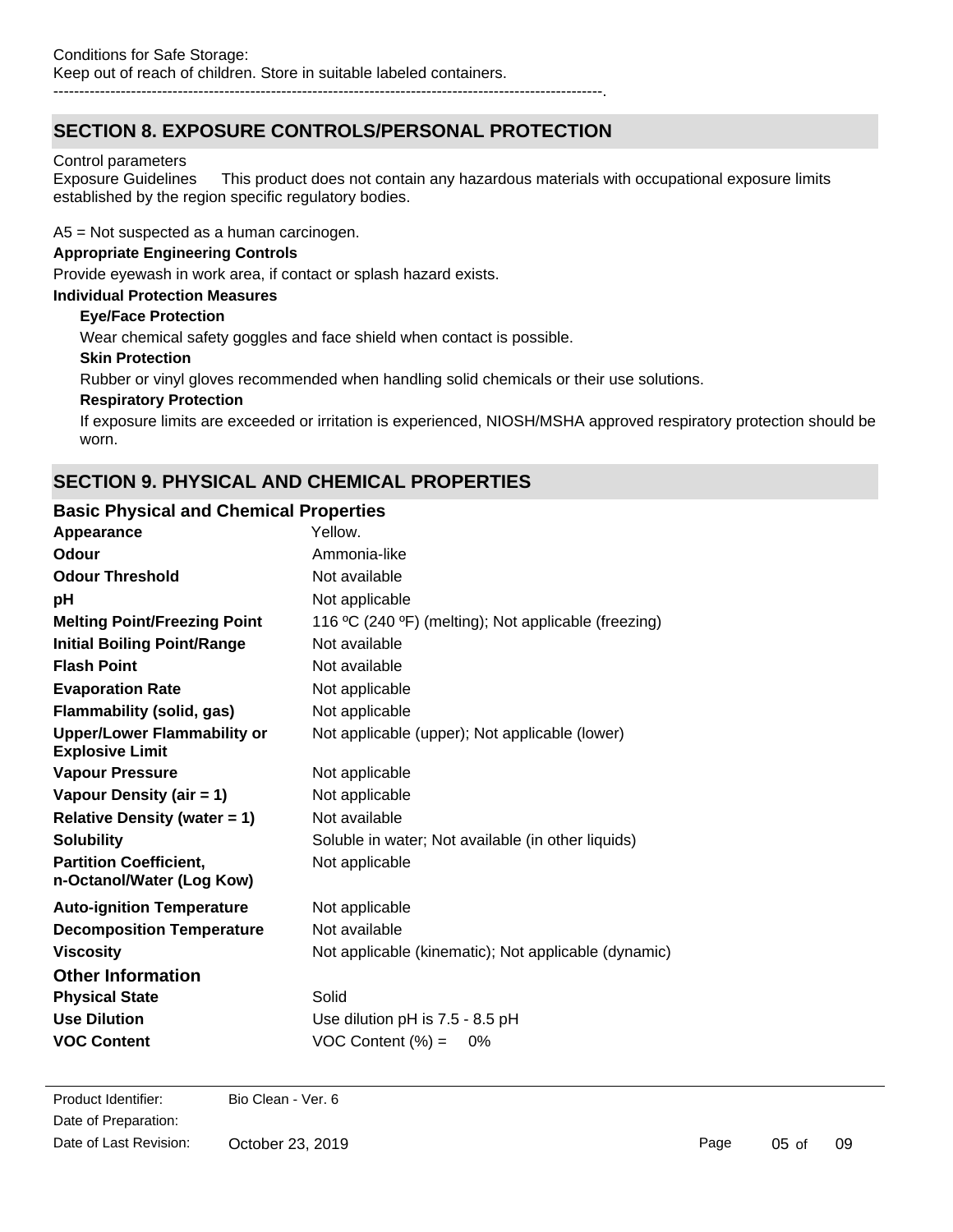Conditions for Safe Storage:
Keep out of reach of children. Store in suitable labeled containers.

----------------------------------------------------------------------------------------------------------.

## SECTION 8. EXPOSURE CONTROLS/PERSONAL PROTECTION

Control parameters
Exposure Guidelines This product does not contain any hazardous materials with occupational exposure limits established by the region specific regulatory bodies.

A5 = Not suspected as a human carcinogen.

**Appropriate Engineering Controls**

Provide eyewash in work area, if contact or splash hazard exists.

**Individual Protection Measures**

**Eye/Face Protection**

Wear chemical safety goggles and face shield when contact is possible.

**Skin Protection**

Rubber or vinyl gloves recommended when handling solid chemicals or their use solutions.

**Respiratory Protection**

If exposure limits are exceeded or irritation is experienced, NIOSH/MSHA approved respiratory protection should be worn.

## SECTION 9. PHYSICAL AND CHEMICAL PROPERTIES

### Basic Physical and Chemical Properties

| | |
|---|---|
| **Appearance** | Yellow. |
| **Odour** | Ammonia-like |
| **Odour Threshold** | Not available |
| **pH** | Not applicable |
| **Melting Point/Freezing Point** | 116 ºC (240 ºF) (melting); Not applicable (freezing) |
| **Initial Boiling Point/Range** | Not available |
| **Flash Point** | Not available |
| **Evaporation Rate** | Not applicable |
| **Flammability (solid, gas)** | Not applicable |
| **Upper/Lower Flammability or Explosive Limit** | Not applicable (upper); Not applicable (lower) |
| **Vapour Pressure** | Not applicable |
| **Vapour Density (air = 1)** | Not applicable |
| **Relative Density (water = 1)** | Not available |
| **Solubility** | Soluble in water; Not available (in other liquids) |
| **Partition Coefficient, n-Octanol/Water (Log Kow)** | Not applicable |
| **Auto-ignition Temperature** | Not applicable |
| **Decomposition Temperature** | Not available |
| **Viscosity** | Not applicable (kinematic); Not applicable (dynamic) |

### Other Information

| | |
|---|---|
| **Physical State** | Solid |
| **Use Dilution** | Use dilution pH is 7.5 - 8.5 pH |
| **VOC Content** | VOC Content (%) = 0% |

Product Identifier: Bio Clean - Ver. 6
Date of Preparation:
Date of Last Revision: October 23, 2019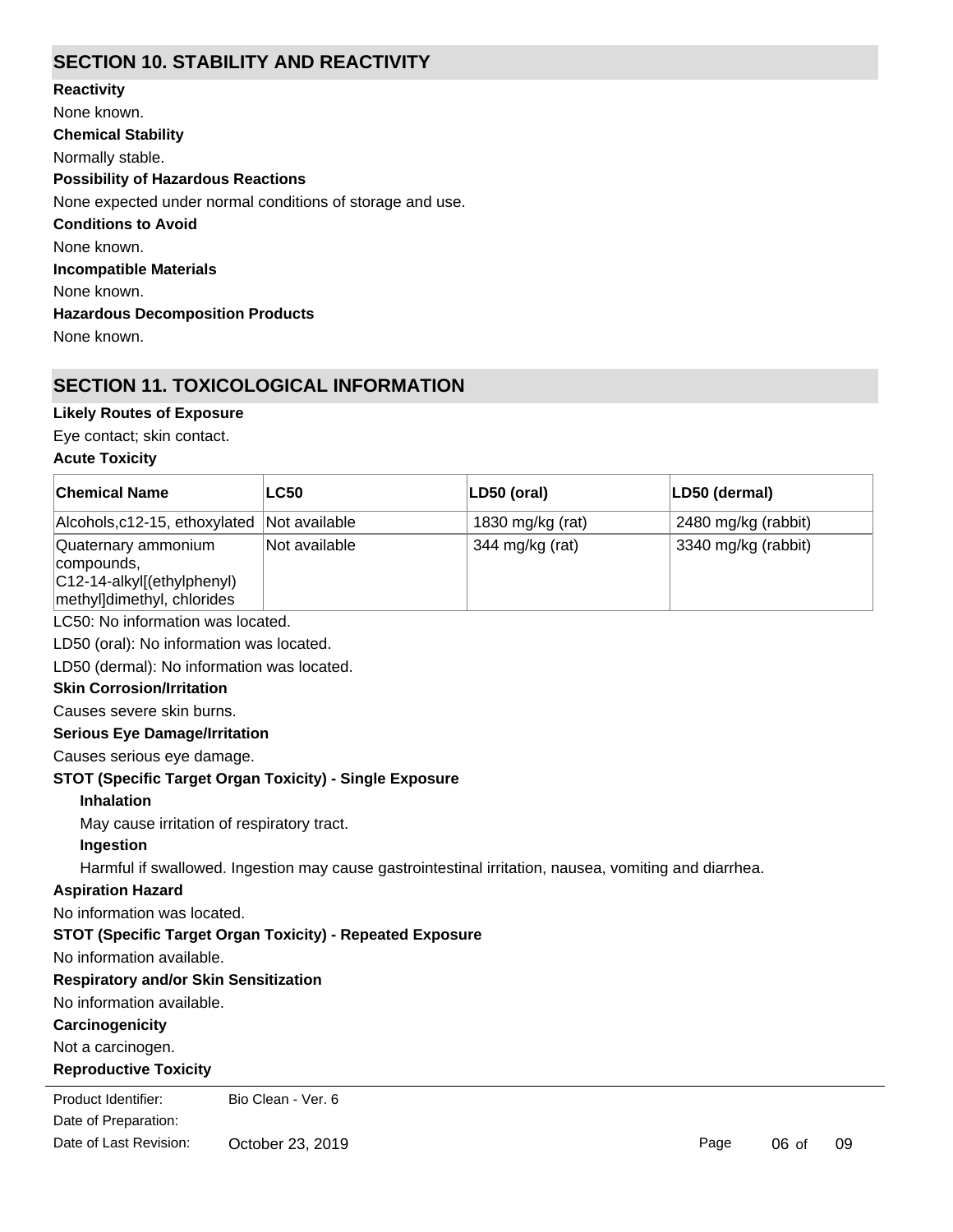## SECTION 10. STABILITY AND REACTIVITY

**Reactivity**

None known.

**Chemical Stability**

Normally stable.

**Possibility of Hazardous Reactions**

None expected under normal conditions of storage and use.

**Conditions to Avoid**

None known.

**Incompatible Materials**

None known.

**Hazardous Decomposition Products**

None known.

## SECTION 11. TOXICOLOGICAL INFORMATION

**Likely Routes of Exposure**

Eye contact; skin contact.

**Acute Toxicity**

| Chemical Name | LC50 | LD50 (oral) | LD50 (dermal) |
|---|---|---|---|
| Alcohols,c12-15, ethoxylated | Not available | 1830 mg/kg (rat) | 2480 mg/kg (rabbit) |
| Quaternary ammonium compounds, C12-14-alkyl[(ethylphenyl) methyl]dimethyl, chlorides | Not available | 344 mg/kg (rat) | 3340 mg/kg (rabbit) |

LC50: No information was located.

LD50 (oral): No information was located.

LD50 (dermal): No information was located.

**Skin Corrosion/Irritation**

Causes severe skin burns.

**Serious Eye Damage/Irritation**

Causes serious eye damage.

**STOT (Specific Target Organ Toxicity) - Single Exposure**

**Inhalation**

May cause irritation of respiratory tract.

**Ingestion**

Harmful if swallowed. Ingestion may cause gastrointestinal irritation, nausea, vomiting and diarrhea.

**Aspiration Hazard**

No information was located.

**STOT (Specific Target Organ Toxicity) - Repeated Exposure**

No information available.

**Respiratory and/or Skin Sensitization**

No information available.

**Carcinogenicity**

Not a carcinogen.

**Reproductive Toxicity**

Product Identifier: Bio Clean - Ver. 6

Date of Preparation:

Date of Last Revision: October 23, 2019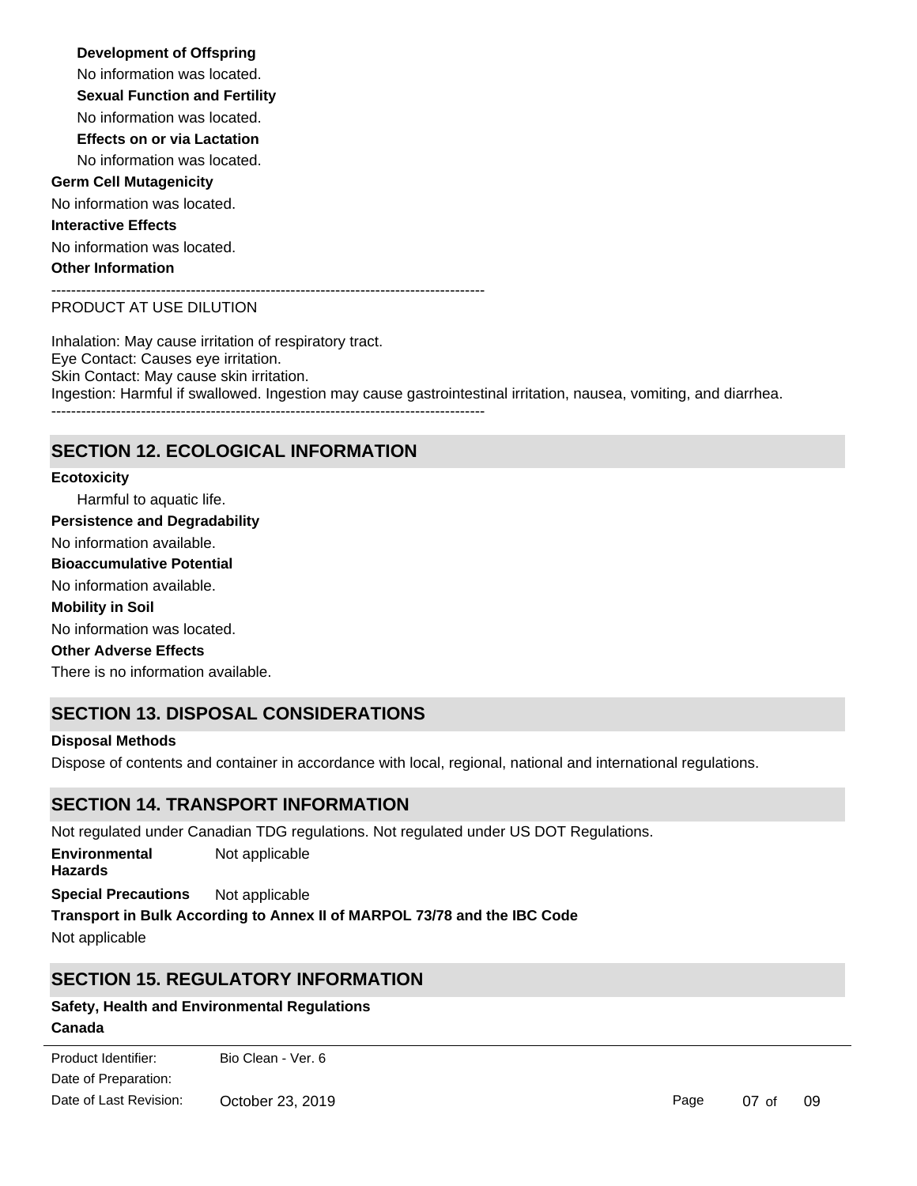**Development of Offspring**

No information was located.

**Sexual Function and Fertility**

No information was located.

**Effects on or via Lactation**

No information was located.

**Germ Cell Mutagenicity**

No information was located.

**Interactive Effects**

No information was located.

**Other Information**

---------------------------------------------------------------------------------------

PRODUCT AT USE DILUTION

Inhalation: May cause irritation of respiratory tract.
Eye Contact: Causes eye irritation.
Skin Contact: May cause skin irritation.
Ingestion: Harmful if swallowed. Ingestion may cause gastrointestinal irritation, nausea, vomiting, and diarrhea.

---------------------------------------------------------------------------------------

## SECTION 12. ECOLOGICAL INFORMATION

**Ecotoxicity**

Harmful to aquatic life.

**Persistence and Degradability**

No information available.

**Bioaccumulative Potential**

No information available.

**Mobility in Soil**

No information was located.

**Other Adverse Effects**

There is no information available.

## SECTION 13. DISPOSAL CONSIDERATIONS

**Disposal Methods**

Dispose of contents and container in accordance with local, regional, national and international regulations.

## SECTION 14. TRANSPORT INFORMATION

Not regulated under Canadian TDG regulations. Not regulated under US DOT Regulations.

**Environmental Hazards** Not applicable

**Special Precautions** Not applicable

**Transport in Bulk According to Annex II of MARPOL 73/78 and the IBC Code**

Not applicable

## SECTION 15. REGULATORY INFORMATION

**Safety, Health and Environmental Regulations**

**Canada**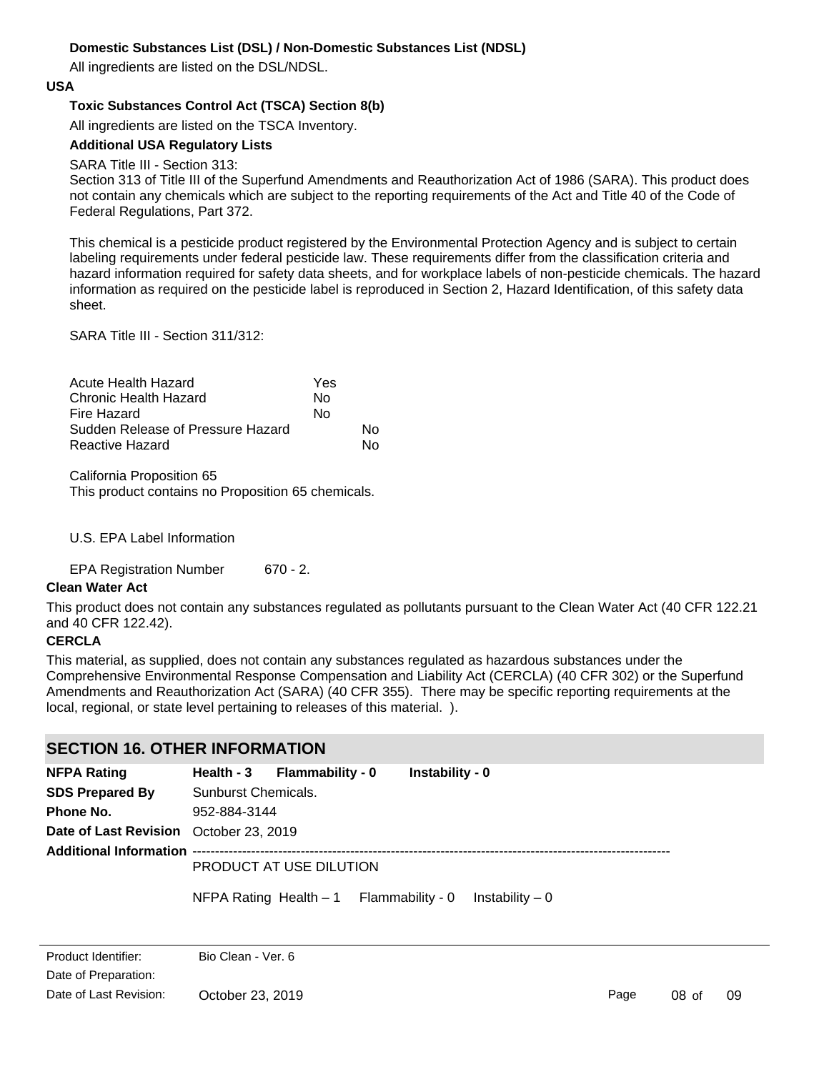**Domestic Substances List (DSL) / Non-Domestic Substances List (NDSL)**

All ingredients are listed on the DSL/NDSL.

**USA**

**Toxic Substances Control Act (TSCA) Section 8(b)**

All ingredients are listed on the TSCA Inventory.

**Additional USA Regulatory Lists**

SARA Title III - Section 313:
Section 313 of Title III of the Superfund Amendments and Reauthorization Act of 1986 (SARA). This product does not contain any chemicals which are subject to the reporting requirements of the Act and Title 40 of the Code of Federal Regulations, Part 372.

This chemical is a pesticide product registered by the Environmental Protection Agency and is subject to certain labeling requirements under federal pesticide law. These requirements differ from the classification criteria and hazard information required for safety data sheets, and for workplace labels of non-pesticide chemicals. The hazard information as required on the pesticide label is reproduced in Section 2, Hazard Identification, of this safety data sheet.

SARA Title III - Section 311/312:

| | |
|---|---|
| Acute Health Hazard | Yes |
| Chronic Health Hazard | No |
| Fire Hazard | No |
| Sudden Release of Pressure Hazard | No |
| Reactive Hazard | No |

California Proposition 65
This product contains no Proposition 65 chemicals.

U.S. EPA Label Information

EPA Registration Number 670 - 2.

**Clean Water Act**

This product does not contain any substances regulated as pollutants pursuant to the Clean Water Act (40 CFR 122.21 and 40 CFR 122.42).

**CERCLA**

This material, as supplied, does not contain any substances regulated as hazardous substances under the Comprehensive Environmental Response Compensation and Liability Act (CERCLA) (40 CFR 302) or the Superfund Amendments and Reauthorization Act (SARA) (40 CFR 355). There may be specific reporting requirements at the local, regional, or state level pertaining to releases of this material. ).

## SECTION 16. OTHER INFORMATION

| | |
|---|---|
| **NFPA Rating** | **Health - 3 Flammability - 0 Instability - 0** |
| **SDS Prepared By** | Sunburst Chemicals. |
| **Phone No.** | 952-884-3144 |
| **Date of Last Revision** | October 23, 2019 |
| **Additional Information** | ---------------------------------------------------------------------------------------------------- |

PRODUCT AT USE DILUTION

NFPA Rating Health – 1 Flammability - 0 Instability – 0

| | |
|---|---|
| Product Identifier: | Bio Clean - Ver. 6 |
| Date of Preparation: | |
| Date of Last Revision: | October 23, 2019 |